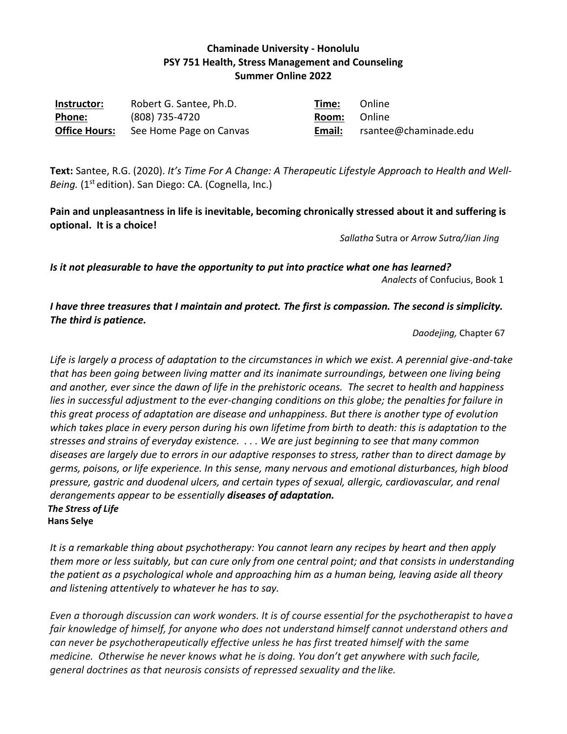**Chaminade University - Honolulu**
**PSY 751 Health, Stress Management and Counseling**
**Summer Online 2022**

| | | | |
|---|---|---|---|
| **Instructor:** | Robert G. Santee, Ph.D. | **Time:** | Online |
| **Phone:** | (808) 735-4720 | **Room:** | Online |
| **Office Hours:** | See Home Page on Canvas | **Email:** | rsantee@chaminade.edu |

**Text:** Santee, R.G. (2020). *It's Time For A Change: A Therapeutic Lifestyle Approach to Health and Well-Being.* (1st edition). San Diego: CA. (Cognella, Inc.)

**Pain and unpleasantness in life is inevitable, becoming chronically stressed about it and suffering is optional. It is a choice!**

*Sallatha* Sutra or *Arrow Sutra/Jian Jing*

***Is it not pleasurable to have the opportunity to put into practice what one has learned?***

*Analects* of Confucius, Book 1

***I have three treasures that I maintain and protect. The first is compassion. The second is simplicity. The third is patience.***

*Daodejing,* Chapter 67

*Life is largely a process of adaptation to the circumstances in which we exist. A perennial give-and-take that has been going between living matter and its inanimate surroundings, between one living being and another, ever since the dawn of life in the prehistoric oceans. The secret to health and happiness lies in successful adjustment to the ever-changing conditions on this globe; the penalties for failure in this great process of adaptation are disease and unhappiness. But there is another type of evolution which takes place in every person during his own lifetime from birth to death: this is adaptation to the stresses and strains of everyday existence. . . . We are just beginning to see that many common diseases are largely due to errors in our adaptive responses to stress, rather than to direct damage by germs, poisons, or life experience. In this sense, many nervous and emotional disturbances, high blood pressure, gastric and duodenal ulcers, and certain types of sexual, allergic, cardiovascular, and renal derangements appear to be essentially **diseases of adaptation.***

***The Stress of Life***
**Hans Selye**

*It is a remarkable thing about psychotherapy: You cannot learn any recipes by heart and then apply them more or less suitably, but can cure only from one central point; and that consists in understanding the patient as a psychological whole and approaching him as a human being, leaving aside all theory and listening attentively to whatever he has to say.*

*Even a thorough discussion can work wonders. It is of course essential for the psychotherapist to have a fair knowledge of himself, for anyone who does not understand himself cannot understand others and can never be psychotherapeutically effective unless he has first treated himself with the same medicine. Otherwise he never knows what he is doing. You don't get anywhere with such facile, general doctrines as that neurosis consists of repressed sexuality and the like.*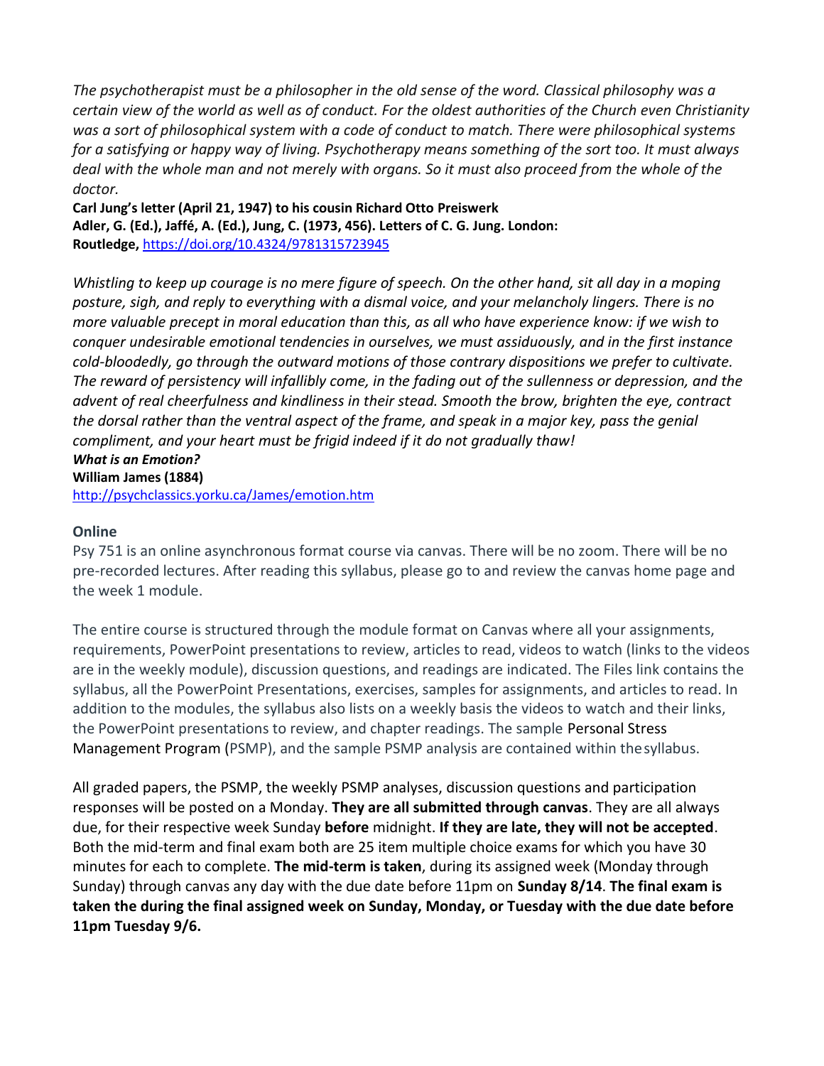*The psychotherapist must be a philosopher in the old sense of the word. Classical philosophy was a certain view of the world as well as of conduct. For the oldest authorities of the Church even Christianity was a sort of philosophical system with a code of conduct to match. There were philosophical systems for a satisfying or happy way of living. Psychotherapy means something of the sort too. It must always deal with the whole man and not merely with organs. So it must also proceed from the whole of the doctor.*

**Carl Jung's letter (April 21, 1947) to his cousin Richard Otto Preiswerk**
**Adler, G. (Ed.), Jaffé, A. (Ed.), Jung, C. (1973, 456). Letters of C. G. Jung. London: Routledge,** https://doi.org/10.4324/9781315723945

*Whistling to keep up courage is no mere figure of speech. On the other hand, sit all day in a moping posture, sigh, and reply to everything with a dismal voice, and your melancholy lingers. There is no more valuable precept in moral education than this, as all who have experience know: if we wish to conquer undesirable emotional tendencies in ourselves, we must assiduously, and in the first instance cold-bloodedly, go through the outward motions of those contrary dispositions we prefer to cultivate. The reward of persistency will infallibly come, in the fading out of the sullenness or depression, and the advent of real cheerfulness and kindliness in their stead. Smooth the brow, brighten the eye, contract the dorsal rather than the ventral aspect of the frame, and speak in a major key, pass the genial compliment, and your heart must be frigid indeed if it do not gradually thaw!*

***What is an Emotion?***
**William James (1884)**
http://psychclassics.yorku.ca/James/emotion.htm

**Online**

Psy 751 is an online asynchronous format course via canvas. There will be no zoom. There will be no pre-recorded lectures. After reading this syllabus, please go to and review the canvas home page and the week 1 module.

The entire course is structured through the module format on Canvas where all your assignments, requirements, PowerPoint presentations to review, articles to read, videos to watch (links to the videos are in the weekly module), discussion questions, and readings are indicated. The Files link contains the syllabus, all the PowerPoint Presentations, exercises, samples for assignments, and articles to read. In addition to the modules, the syllabus also lists on a weekly basis the videos to watch and their links, the PowerPoint presentations to review, and chapter readings. The sample Personal Stress Management Program (PSMP), and the sample PSMP analysis are contained within the syllabus.

All graded papers, the PSMP, the weekly PSMP analyses, discussion questions and participation responses will be posted on a Monday. **They are all submitted through canvas**. They are all always due, for their respective week Sunday **before** midnight. **If they are late, they will not be accepted**. Both the mid-term and final exam both are 25 item multiple choice exams for which you have 30 minutes for each to complete. **The mid-term is taken**, during its assigned week (Monday through Sunday) through canvas any day with the due date before 11pm on **Sunday 8/14**. **The final exam is taken the during the final assigned week on Sunday, Monday, or Tuesday with the due date before 11pm Tuesday 9/6.**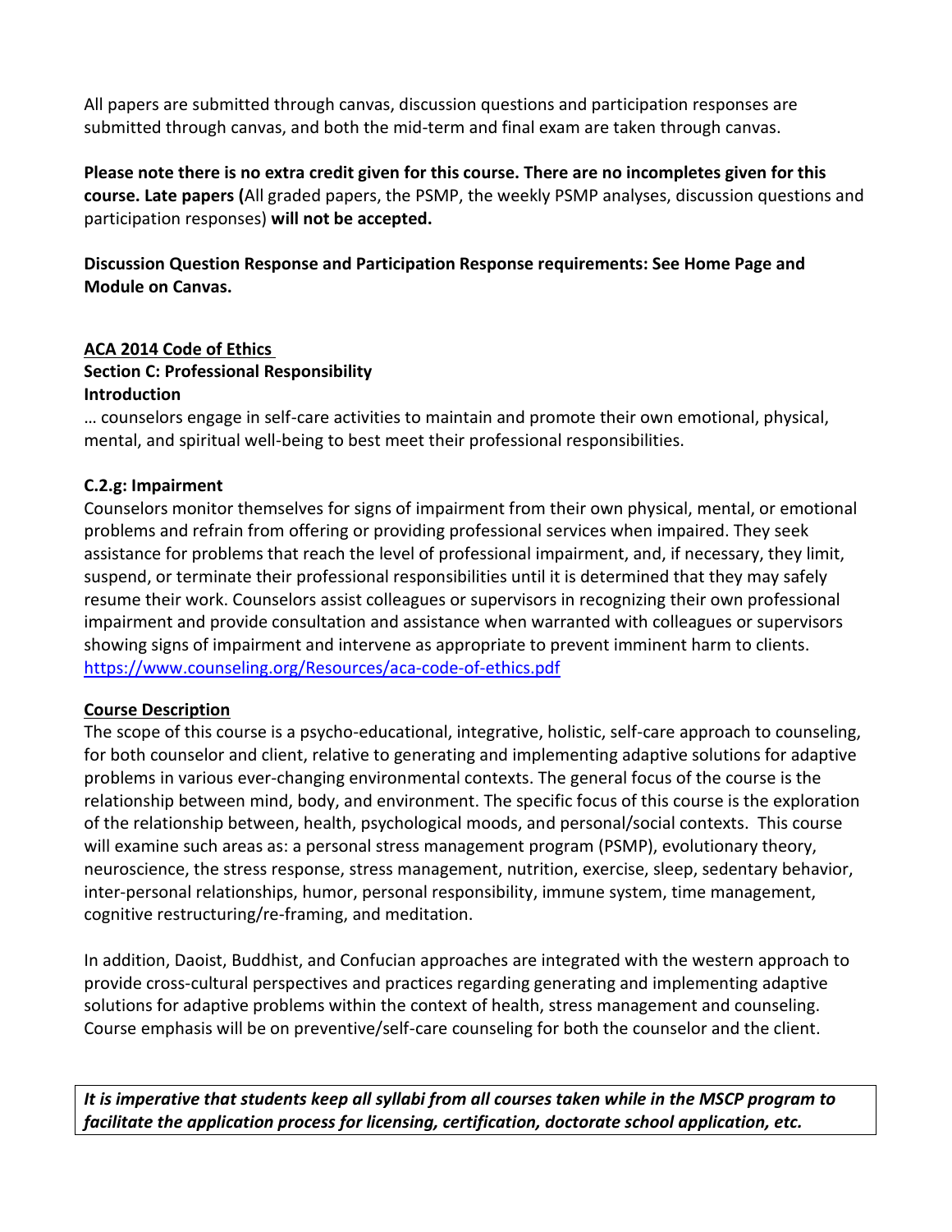All papers are submitted through canvas, discussion questions and participation responses are submitted through canvas, and both the mid-term and final exam are taken through canvas.

**Please note there is no extra credit given for this course. There are no incompletes given for this course. Late papers (**All graded papers, the PSMP, the weekly PSMP analyses, discussion questions and participation responses) **will not be accepted.**

**Discussion Question Response and Participation Response requirements: See Home Page and Module on Canvas.**

**ACA 2014 Code of Ethics**

**Section C: Professional Responsibility**

**Introduction**

… counselors engage in self-care activities to maintain and promote their own emotional, physical, mental, and spiritual well-being to best meet their professional responsibilities.

**C.2.g: Impairment**

Counselors monitor themselves for signs of impairment from their own physical, mental, or emotional problems and refrain from offering or providing professional services when impaired. They seek assistance for problems that reach the level of professional impairment, and, if necessary, they limit, suspend, or terminate their professional responsibilities until it is determined that they may safely resume their work. Counselors assist colleagues or supervisors in recognizing their own professional impairment and provide consultation and assistance when warranted with colleagues or supervisors showing signs of impairment and intervene as appropriate to prevent imminent harm to clients.
https://www.counseling.org/Resources/aca-code-of-ethics.pdf

**Course Description**

The scope of this course is a psycho-educational, integrative, holistic, self-care approach to counseling, for both counselor and client, relative to generating and implementing adaptive solutions for adaptive problems in various ever-changing environmental contexts. The general focus of the course is the relationship between mind, body, and environment. The specific focus of this course is the exploration of the relationship between, health, psychological moods, and personal/social contexts. This course will examine such areas as: a personal stress management program (PSMP), evolutionary theory, neuroscience, the stress response, stress management, nutrition, exercise, sleep, sedentary behavior, inter-personal relationships, humor, personal responsibility, immune system, time management, cognitive restructuring/re-framing, and meditation.

In addition, Daoist, Buddhist, and Confucian approaches are integrated with the western approach to provide cross-cultural perspectives and practices regarding generating and implementing adaptive solutions for adaptive problems within the context of health, stress management and counseling. Course emphasis will be on preventive/self-care counseling for both the counselor and the client.

***It is imperative that students keep all syllabi from all courses taken while in the MSCP program to facilitate the application process for licensing, certification, doctorate school application, etc.***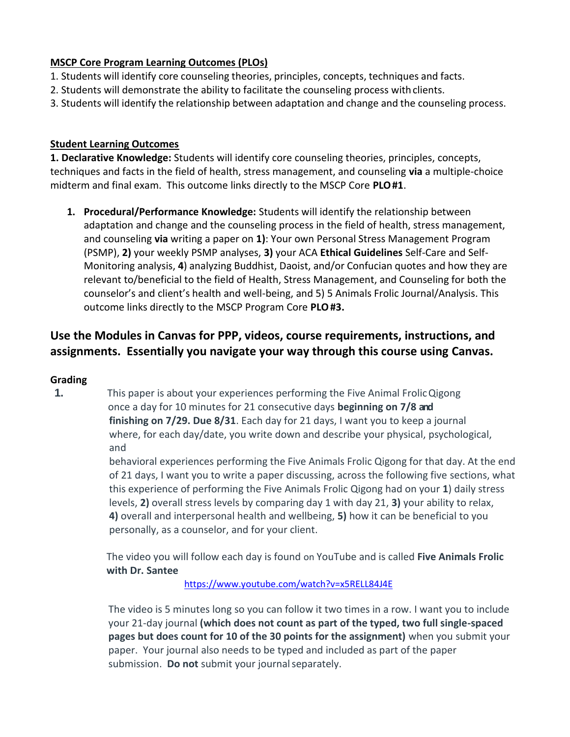**<u>MSCP Core Program Learning Outcomes (PLOs)</u>**

1. Students will identify core counseling theories, principles, concepts, techniques and facts.
2. Students will demonstrate the ability to facilitate the counseling process with clients.
3. Students will identify the relationship between adaptation and change and the counseling process.

**<u>Student Learning Outcomes</u>**

**1. Declarative Knowledge:** Students will identify core counseling theories, principles, concepts, techniques and facts in the field of health, stress management, and counseling **via** a multiple-choice midterm and final exam. This outcome links directly to the MSCP Core **PLO #1**.

1. **Procedural/Performance Knowledge:** Students will identify the relationship between adaptation and change and the counseling process in the field of health, stress management, and counseling **via** writing a paper on **1)**: Your own Personal Stress Management Program (PSMP), **2)** your weekly PSMP analyses, **3)** your ACA **Ethical Guidelines** Self-Care and Self-Monitoring analysis, **4**) analyzing Buddhist, Daoist, and/or Confucian quotes and how they are relevant to/beneficial to the field of Health, Stress Management, and Counseling for both the counselor's and client's health and well-being, and 5) 5 Animals Frolic Journal/Analysis. This outcome links directly to the MSCP Program Core **PLO #3.**

## Use the Modules in Canvas for PPP, videos, course requirements, instructions, and assignments. Essentially you navigate your way through this course using Canvas.

**Grading**

**1.** This paper is about your experiences performing the Five Animal Frolic Qigong once a day for 10 minutes for 21 consecutive days **beginning on 7/8 and finishing on 7/29. Due 8/31**. Each day for 21 days, I want you to keep a journal where, for each day/date, you write down and describe your physical, psychological, and behavioral experiences performing the Five Animals Frolic Qigong for that day. At the end of 21 days, I want you to write a paper discussing, across the following five sections, what this experience of performing the Five Animals Frolic Qigong had on your **1**) daily stress levels, **2)** overall stress levels by comparing day 1 with day 21, **3)** your ability to relax, **4)** overall and interpersonal health and wellbeing, **5)** how it can be beneficial to you personally, as a counselor, and for your client.

The video you will follow each day is found on YouTube and is called **Five Animals Frolic with Dr. Santee**

https://www.youtube.com/watch?v=x5RELL84J4E

The video is 5 minutes long so you can follow it two times in a row. I want you to include your 21-day journal **(which does not count as part of the typed, two full single-spaced pages but does count for 10 of the 30 points for the assignment)** when you submit your paper. Your journal also needs to be typed and included as part of the paper submission. **Do not** submit your journal separately.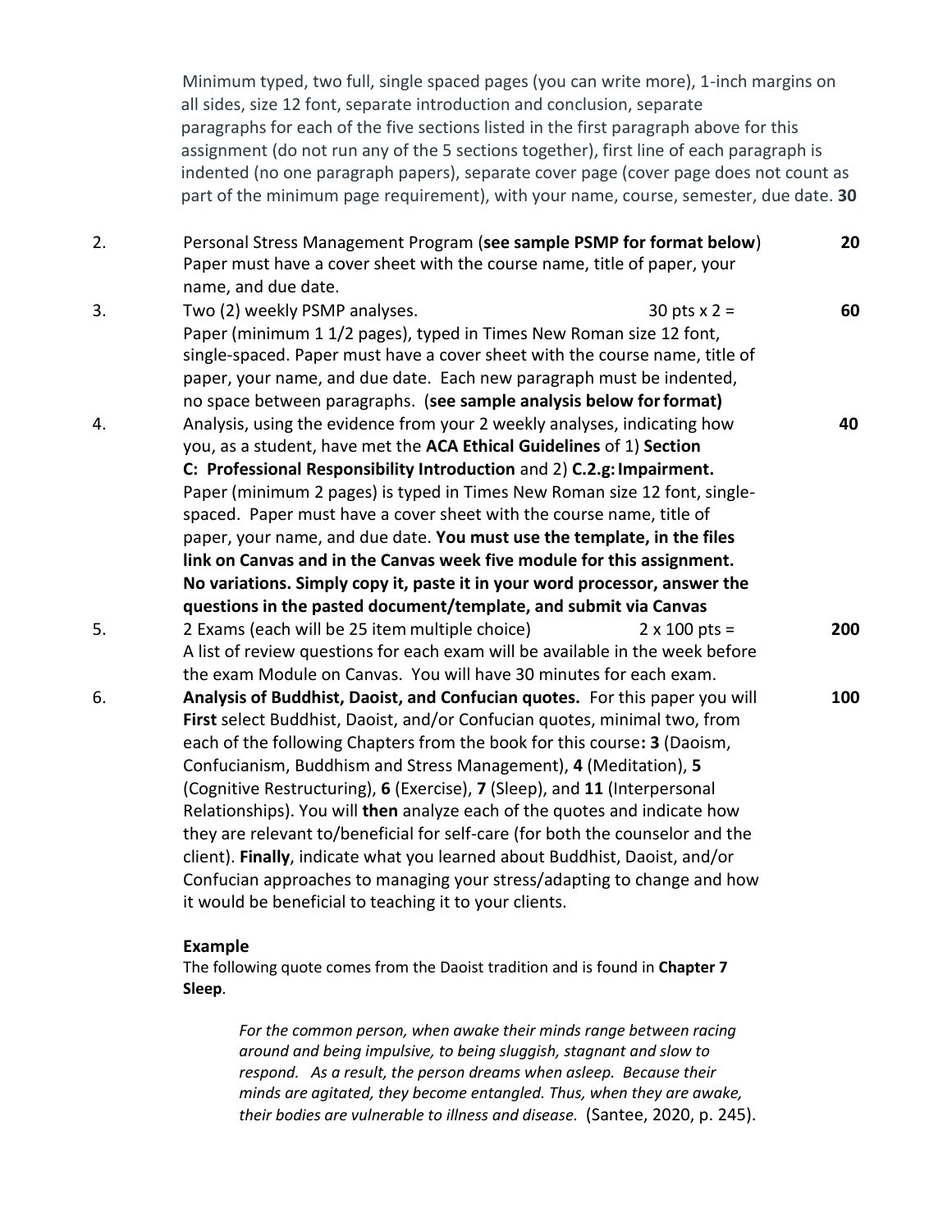Minimum typed, two full, single spaced pages (you can write more), 1-inch margins on all sides, size 12 font, separate introduction and conclusion, separate paragraphs for each of the five sections listed in the first paragraph above for this assignment (do not run any of the 5 sections together), first line of each paragraph is indented (no one paragraph papers), separate cover page (cover page does not count as part of the minimum page requirement), with your name, course, semester, due date. **30**

2. Personal Stress Management Program (**see sample PSMP for format below**) **20**
   Paper must have a cover sheet with the course name, title of paper, your name, and due date.

3. Two (2) weekly PSMP analyses. 30 pts x 2 = **60**
   Paper (minimum 1 1/2 pages), typed in Times New Roman size 12 font, single-spaced. Paper must have a cover sheet with the course name, title of paper, your name, and due date. Each new paragraph must be indented, no space between paragraphs. (**see sample analysis below for format)**

4. Analysis, using the evidence from your 2 weekly analyses, indicating how you, as a student, have met the **ACA Ethical Guidelines** of 1) **Section C: Professional Responsibility Introduction** and 2) **C.2.g: Impairment.** **40**
   Paper (minimum 2 pages) is typed in Times New Roman size 12 font, single-spaced. Paper must have a cover sheet with the course name, title of paper, your name, and due date. **You must use the template, in the files link on Canvas and in the Canvas week five module for this assignment. No variations. Simply copy it, paste it in your word processor, answer the questions in the pasted document/template, and submit via Canvas**

5. 2 Exams (each will be 25 item multiple choice) 2 x 100 pts = **200**
   A list of review questions for each exam will be available in the week before the exam Module on Canvas. You will have 30 minutes for each exam.

6. **Analysis of Buddhist, Daoist, and Confucian quotes.** For this paper you will **First** select Buddhist, Daoist, and/or Confucian quotes, minimal two, from each of the following Chapters from the book for this course**: 3** (Daoism, Confucianism, Buddhism and Stress Management), **4** (Meditation), **5** (Cognitive Restructuring), **6** (Exercise), **7** (Sleep), and **11** (Interpersonal Relationships). You will **then** analyze each of the quotes and indicate how they are relevant to/beneficial for self-care (for both the counselor and the client). **Finally**, indicate what you learned about Buddhist, Daoist, and/or Confucian approaches to managing your stress/adapting to change and how it would be beneficial to teaching it to your clients. **100**

   **Example**
   The following quote comes from the Daoist tradition and is found in **Chapter 7 Sleep**.

   > *For the common person, when awake their minds range between racing around and being impulsive, to being sluggish, stagnant and slow to respond. As a result, the person dreams when asleep. Because their minds are agitated, they become entangled. Thus, when they are awake, their bodies are vulnerable to illness and disease.* (Santee, 2020, p. 245).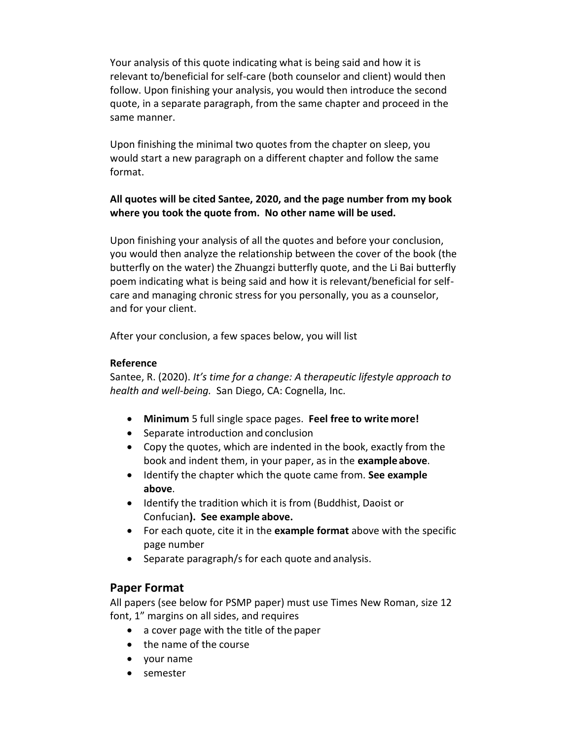Your analysis of this quote indicating what is being said and how it is relevant to/beneficial for self-care (both counselor and client) would then follow. Upon finishing your analysis, you would then introduce the second quote, in a separate paragraph, from the same chapter and proceed in the same manner.

Upon finishing the minimal two quotes from the chapter on sleep, you would start a new paragraph on a different chapter and follow the same format.

**All quotes will be cited Santee, 2020, and the page number from my book where you took the quote from. No other name will be used.**

Upon finishing your analysis of all the quotes and before your conclusion, you would then analyze the relationship between the cover of the book (the butterfly on the water) the Zhuangzi butterfly quote, and the Li Bai butterfly poem indicating what is being said and how it is relevant/beneficial for self-care and managing chronic stress for you personally, you as a counselor, and for your client.

After your conclusion, a few spaces below, you will list

**Reference**
Santee, R. (2020). *It's time for a change: A therapeutic lifestyle approach to health and well-being.* San Diego, CA: Cognella, Inc.

- **Minimum** 5 full single space pages. **Feel free to write more!**
- Separate introduction and conclusion
- Copy the quotes, which are indented in the book, exactly from the book and indent them, in your paper, as in the **example above**.
- Identify the chapter which the quote came from. **See example above**.
- Identify the tradition which it is from (Buddhist, Daoist or Confucian**). See example above.**
- For each quote, cite it in the **example format** above with the specific page number
- Separate paragraph/s for each quote and analysis.

## Paper Format

All papers (see below for PSMP paper) must use Times New Roman, size 12 font, 1" margins on all sides, and requires

- a cover page with the title of the paper
- the name of the course
- your name
- semester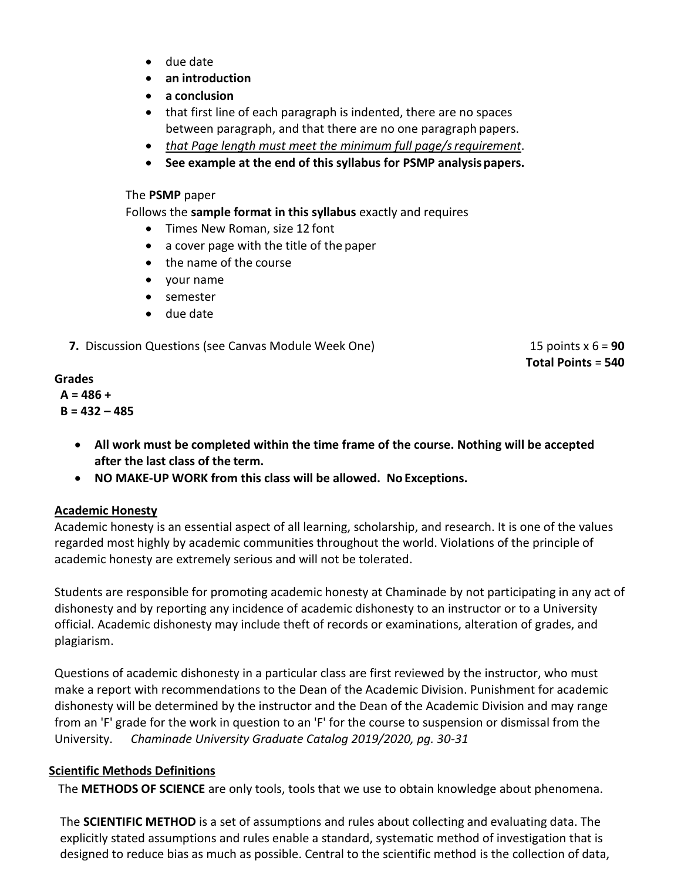- due date
- **an introduction**
- **a conclusion**
- that first line of each paragraph is indented, there are no spaces between paragraph, and that there are no one paragraph papers.
- *that Page length must meet the minimum full page/s requirement*.
- **See example at the end of this syllabus for PSMP analysis papers.**

The **PSMP** paper
Follows the **sample format in this syllabus** exactly and requires

- Times New Roman, size 12 font
- a cover page with the title of the paper
- the name of the course
- your name
- semester
- due date

**7.** Discussion Questions (see Canvas Module Week One) 15 points x 6 = **90**

**Total Points** = **540**

**Grades**
**A = 486 +**
**B = 432 – 485**

- **All work must be completed within the time frame of the course. Nothing will be accepted after the last class of the term.**
- **NO MAKE-UP WORK from this class will be allowed. No Exceptions.**

## Academic Honesty

Academic honesty is an essential aspect of all learning, scholarship, and research. It is one of the values regarded most highly by academic communities throughout the world. Violations of the principle of academic honesty are extremely serious and will not be tolerated.

Students are responsible for promoting academic honesty at Chaminade by not participating in any act of dishonesty and by reporting any incidence of academic dishonesty to an instructor or to a University official. Academic dishonesty may include theft of records or examinations, alteration of grades, and plagiarism.

Questions of academic dishonesty in a particular class are first reviewed by the instructor, who must make a report with recommendations to the Dean of the Academic Division. Punishment for academic dishonesty will be determined by the instructor and the Dean of the Academic Division and may range from an 'F' grade for the work in question to an 'F' for the course to suspension or dismissal from the University. *Chaminade University Graduate Catalog 2019/2020, pg. 30-31*

## Scientific Methods Definitions

The **METHODS OF SCIENCE** are only tools, tools that we use to obtain knowledge about phenomena.

The **SCIENTIFIC METHOD** is a set of assumptions and rules about collecting and evaluating data. The explicitly stated assumptions and rules enable a standard, systematic method of investigation that is designed to reduce bias as much as possible. Central to the scientific method is the collection of data,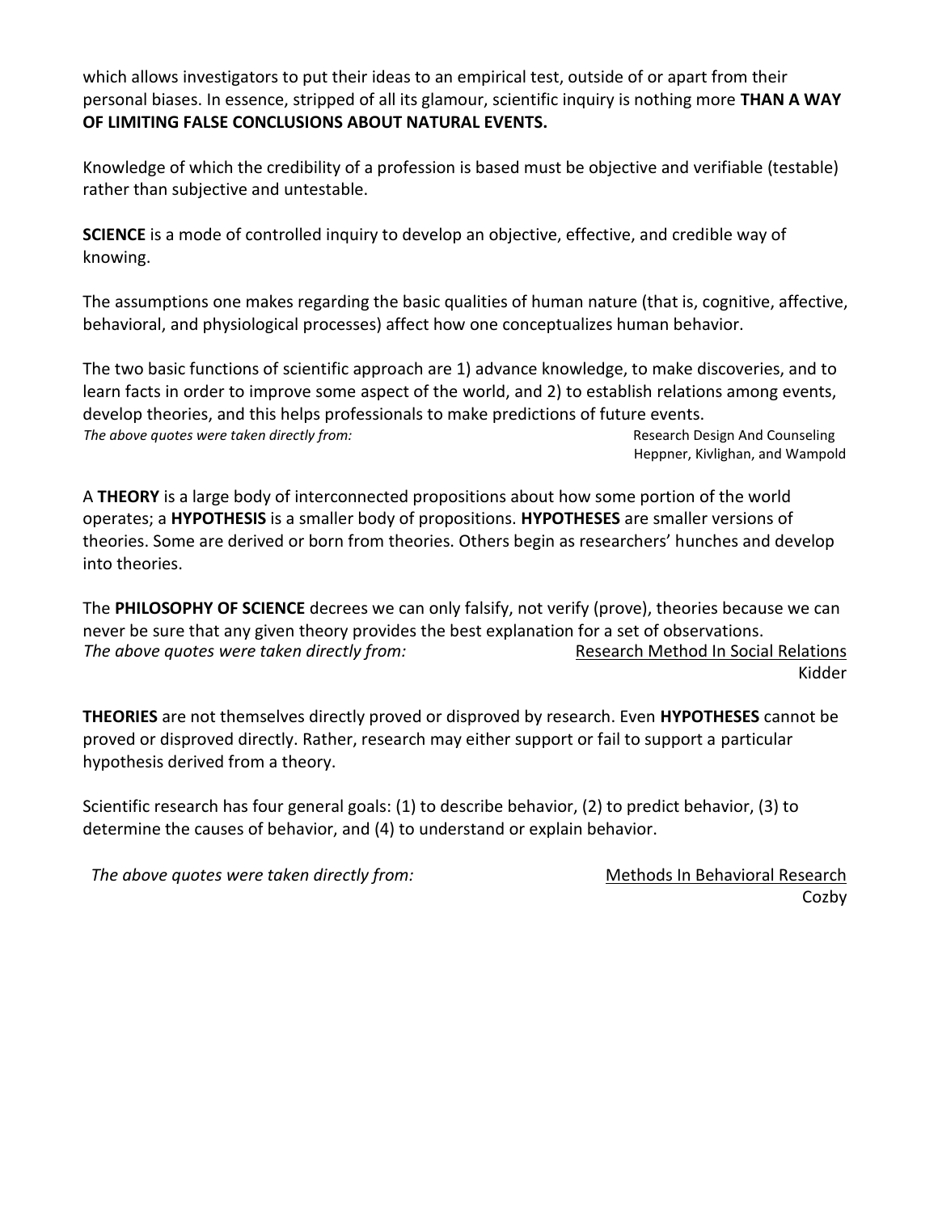which allows investigators to put their ideas to an empirical test, outside of or apart from their personal biases. In essence, stripped of all its glamour, scientific inquiry is nothing more **THAN A WAY OF LIMITING FALSE CONCLUSIONS ABOUT NATURAL EVENTS.**

Knowledge of which the credibility of a profession is based must be objective and verifiable (testable) rather than subjective and untestable.

**SCIENCE** is a mode of controlled inquiry to develop an objective, effective, and credible way of knowing.

The assumptions one makes regarding the basic qualities of human nature (that is, cognitive, affective, behavioral, and physiological processes) affect how one conceptualizes human behavior.

The two basic functions of scientific approach are 1) advance knowledge, to make discoveries, and to learn facts in order to improve some aspect of the world, and 2) to establish relations among events, develop theories, and this helps professionals to make predictions of future events.

*The above quotes were taken directly from:* Research Design And Counseling
Heppner, Kivlighan, and Wampold

A **THEORY** is a large body of interconnected propositions about how some portion of the world operates; a **HYPOTHESIS** is a smaller body of propositions. **HYPOTHESES** are smaller versions of theories. Some are derived or born from theories. Others begin as researchers' hunches and develop into theories.

The **PHILOSOPHY OF SCIENCE** decrees we can only falsify, not verify (prove), theories because we can never be sure that any given theory provides the best explanation for a set of observations.

*The above quotes were taken directly from:* Research Method In Social Relations
Kidder

**THEORIES** are not themselves directly proved or disproved by research. Even **HYPOTHESES** cannot be proved or disproved directly. Rather, research may either support or fail to support a particular hypothesis derived from a theory.

Scientific research has four general goals: (1) to describe behavior, (2) to predict behavior, (3) to determine the causes of behavior, and (4) to understand or explain behavior.

*The above quotes were taken directly from:* Methods In Behavioral Research
Cozby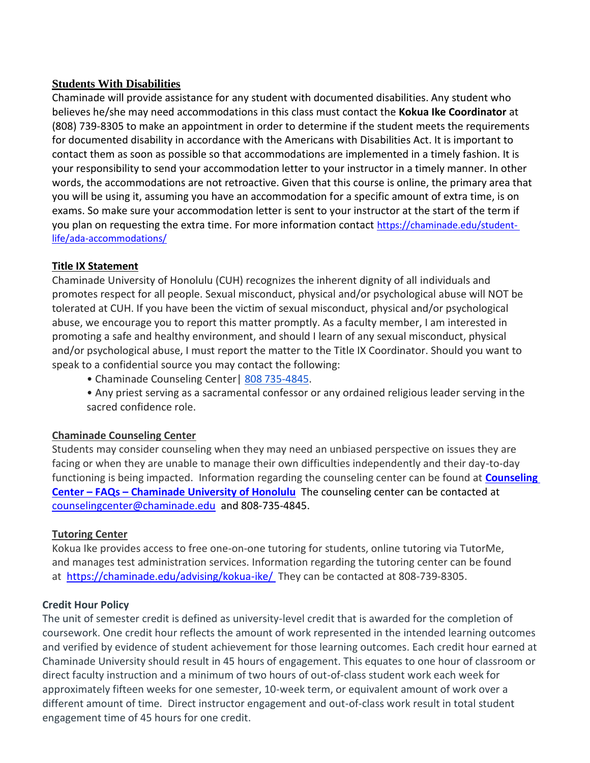## Students With Disabilities

Chaminade will provide assistance for any student with documented disabilities. Any student who believes he/she may need accommodations in this class must contact the **Kokua Ike Coordinator** at (808) 739-8305 to make an appointment in order to determine if the student meets the requirements for documented disability in accordance with the Americans with Disabilities Act. It is important to contact them as soon as possible so that accommodations are implemented in a timely fashion. It is your responsibility to send your accommodation letter to your instructor in a timely manner. In other words, the accommodations are not retroactive. Given that this course is online, the primary area that you will be using it, assuming you have an accommodation for a specific amount of extra time, is on exams. So make sure your accommodation letter is sent to your instructor at the start of the term if you plan on requesting the extra time. For more information contact https://chaminade.edu/student-life/ada-accommodations/

## Title IX Statement

Chaminade University of Honolulu (CUH) recognizes the inherent dignity of all individuals and promotes respect for all people. Sexual misconduct, physical and/or psychological abuse will NOT be tolerated at CUH. If you have been the victim of sexual misconduct, physical and/or psychological abuse, we encourage you to report this matter promptly. As a faculty member, I am interested in promoting a safe and healthy environment, and should I learn of any sexual misconduct, physical and/or psychological abuse, I must report the matter to the Title IX Coordinator. Should you want to speak to a confidential source you may contact the following:

- Chaminade Counseling Center| 808 735-4845.
- Any priest serving as a sacramental confessor or any ordained religious leader serving in the sacred confidence role.

## Chaminade Counseling Center

Students may consider counseling when they may need an unbiased perspective on issues they are facing or when they are unable to manage their own difficulties independently and their day-to-day functioning is being impacted. Information regarding the counseling center can be found at **Counseling Center – FAQs – Chaminade University of Honolulu** The counseling center can be contacted at counselingcenter@chaminade.edu and 808-735-4845.

## Tutoring Center

Kokua Ike provides access to free one-on-one tutoring for students, online tutoring via TutorMe, and manages test administration services. Information regarding the tutoring center can be found at https://chaminade.edu/advising/kokua-ike/ They can be contacted at 808-739-8305.

## Credit Hour Policy

The unit of semester credit is defined as university-level credit that is awarded for the completion of coursework. One credit hour reflects the amount of work represented in the intended learning outcomes and verified by evidence of student achievement for those learning outcomes. Each credit hour earned at Chaminade University should result in 45 hours of engagement. This equates to one hour of classroom or direct faculty instruction and a minimum of two hours of out-of-class student work each week for approximately fifteen weeks for one semester, 10-week term, or equivalent amount of work over a different amount of time. Direct instructor engagement and out-of-class work result in total student engagement time of 45 hours for one credit.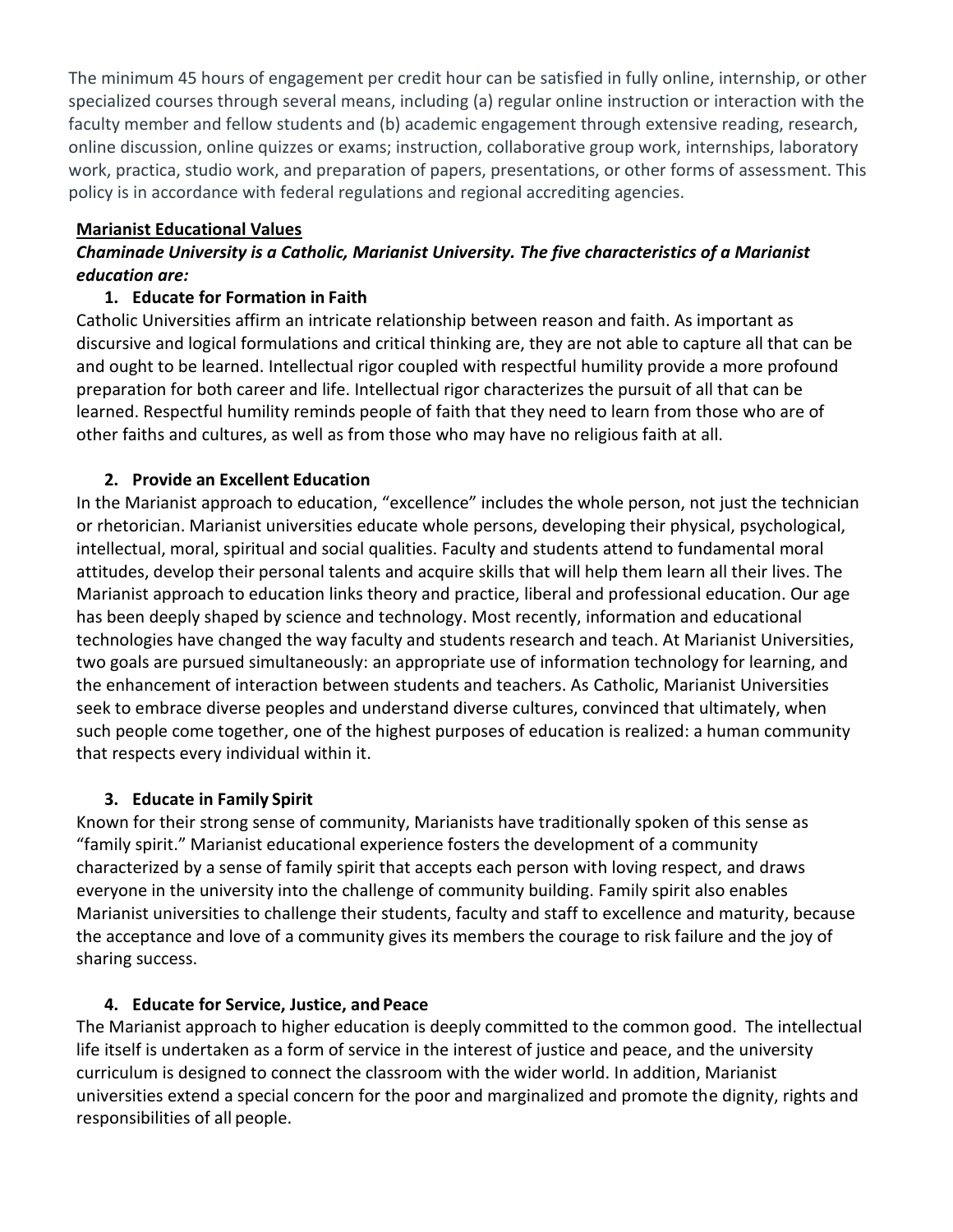The minimum 45 hours of engagement per credit hour can be satisfied in fully online, internship, or other specialized courses through several means, including (a) regular online instruction or interaction with the faculty member and fellow students and (b) academic engagement through extensive reading, research, online discussion, online quizzes or exams; instruction, collaborative group work, internships, laboratory work, practica, studio work, and preparation of papers, presentations, or other forms of assessment. This policy is in accordance with federal regulations and regional accrediting agencies.

## Marianist Educational Values

***Chaminade University is a Catholic, Marianist University. The five characteristics of a Marianist education are:***

### 1. Educate for Formation in Faith

Catholic Universities affirm an intricate relationship between reason and faith. As important as discursive and logical formulations and critical thinking are, they are not able to capture all that can be and ought to be learned. Intellectual rigor coupled with respectful humility provide a more profound preparation for both career and life. Intellectual rigor characterizes the pursuit of all that can be learned. Respectful humility reminds people of faith that they need to learn from those who are of other faiths and cultures, as well as from those who may have no religious faith at all.

### 2. Provide an Excellent Education

In the Marianist approach to education, "excellence" includes the whole person, not just the technician or rhetorician. Marianist universities educate whole persons, developing their physical, psychological, intellectual, moral, spiritual and social qualities. Faculty and students attend to fundamental moral attitudes, develop their personal talents and acquire skills that will help them learn all their lives. The Marianist approach to education links theory and practice, liberal and professional education. Our age has been deeply shaped by science and technology. Most recently, information and educational technologies have changed the way faculty and students research and teach. At Marianist Universities, two goals are pursued simultaneously: an appropriate use of information technology for learning, and the enhancement of interaction between students and teachers. As Catholic, Marianist Universities seek to embrace diverse peoples and understand diverse cultures, convinced that ultimately, when such people come together, one of the highest purposes of education is realized: a human community that respects every individual within it.

### 3. Educate in Family Spirit

Known for their strong sense of community, Marianists have traditionally spoken of this sense as "family spirit." Marianist educational experience fosters the development of a community characterized by a sense of family spirit that accepts each person with loving respect, and draws everyone in the university into the challenge of community building. Family spirit also enables Marianist universities to challenge their students, faculty and staff to excellence and maturity, because the acceptance and love of a community gives its members the courage to risk failure and the joy of sharing success.

### 4. Educate for Service, Justice, and Peace

The Marianist approach to higher education is deeply committed to the common good. The intellectual life itself is undertaken as a form of service in the interest of justice and peace, and the university curriculum is designed to connect the classroom with the wider world. In addition, Marianist universities extend a special concern for the poor and marginalized and promote the dignity, rights and responsibilities of all people.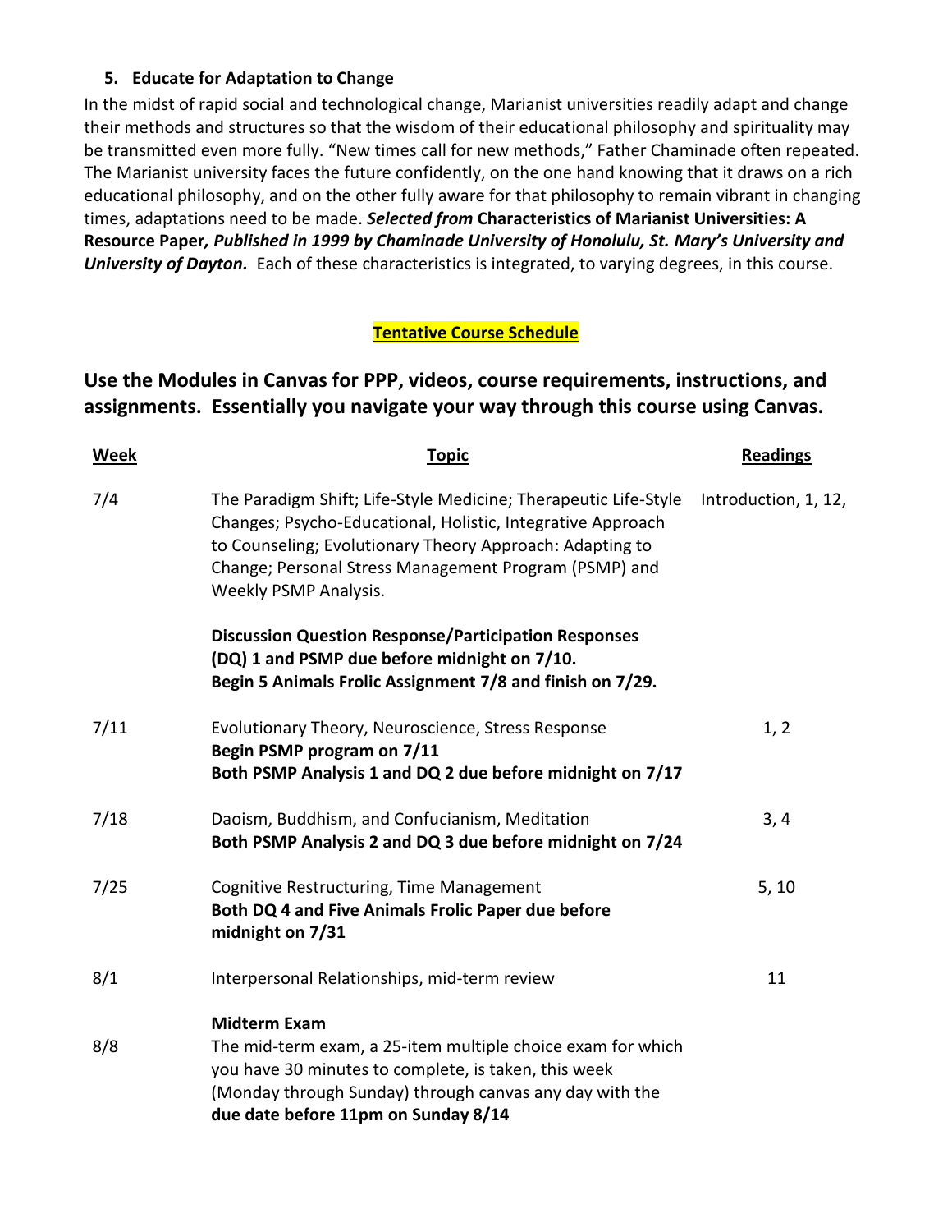#### 5. Educate for Adaptation to Change

In the midst of rapid social and technological change, Marianist universities readily adapt and change their methods and structures so that the wisdom of their educational philosophy and spirituality may be transmitted even more fully. "New times call for new methods," Father Chaminade often repeated. The Marianist university faces the future confidently, on the one hand knowing that it draws on a rich educational philosophy, and on the other fully aware for that philosophy to remain vibrant in changing times, adaptations need to be made. ***Selected from*** **Characteristics of Marianist Universities: A Resource Paper*, Published in 1999 by Chaminade University of Honolulu, St. Mary's University and University of Dayton.*** Each of these characteristics is integrated, to varying degrees, in this course.

## Tentative Course Schedule

### Use the Modules in Canvas for PPP, videos, course requirements, instructions, and assignments. Essentially you navigate your way through this course using Canvas.

| Week | Topic | Readings |
|---|---|---|
| 7/4 | The Paradigm Shift; Life-Style Medicine; Therapeutic Life-Style Changes; Psycho-Educational, Holistic, Integrative Approach to Counseling; Evolutionary Theory Approach: Adapting to Change; Personal Stress Management Program (PSMP) and Weekly PSMP Analysis.<br><br>**Discussion Question Response/Participation Responses (DQ) 1 and PSMP due before midnight on 7/10. Begin 5 Animals Frolic Assignment 7/8 and finish on 7/29.** | Introduction, 1, 12, |
| 7/11 | Evolutionary Theory, Neuroscience, Stress Response<br>**Begin PSMP program on 7/11**<br>**Both PSMP Analysis 1 and DQ 2 due before midnight on 7/17** | 1, 2 |
| 7/18 | Daoism, Buddhism, and Confucianism, Meditation<br>**Both PSMP Analysis 2 and DQ 3 due before midnight on 7/24** | 3, 4 |
| 7/25 | Cognitive Restructuring, Time Management<br>**Both DQ 4 and Five Animals Frolic Paper due before midnight on 7/31** | 5, 10 |
| 8/1 | Interpersonal Relationships, mid-term review | 11 |
| 8/8 | **Midterm Exam**<br>The mid-term exam, a 25-item multiple choice exam for which you have 30 minutes to complete, is taken, this week (Monday through Sunday) through canvas any day with the **due date before 11pm on Sunday 8/14** | |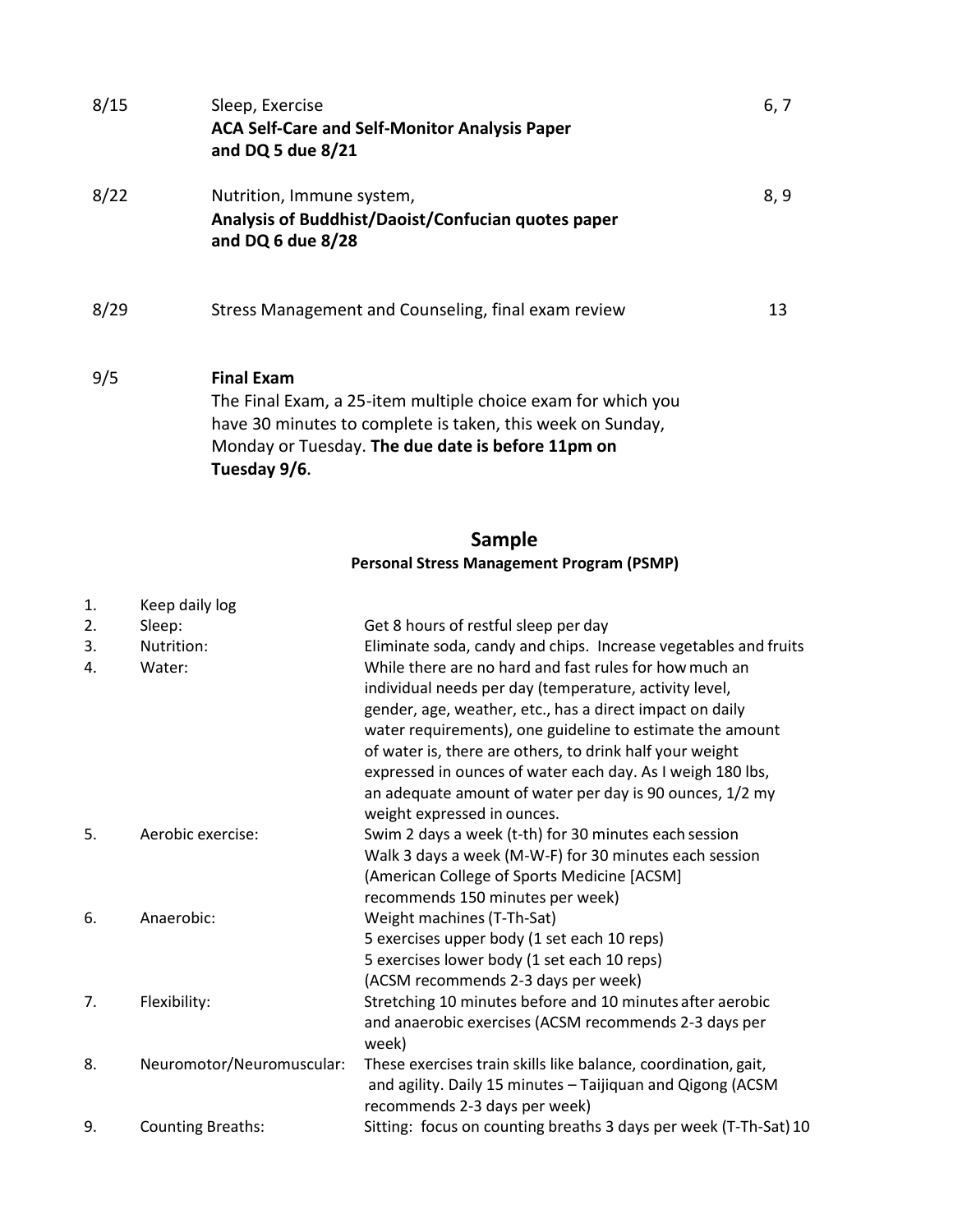| | | |
|---|---|---|
| 8/15 | Sleep, Exercise<br>**ACA Self-Care and Self-Monitor Analysis Paper and DQ 5 due 8/21** | 6, 7 |
| 8/22 | Nutrition, Immune system,<br>**Analysis of Buddhist/Daoist/Confucian quotes paper and DQ 6 due 8/28** | 8, 9 |
| 8/29 | Stress Management and Counseling, final exam review | 13 |
| 9/5 | **Final Exam**<br>The Final Exam, a 25-item multiple choice exam for which you have 30 minutes to complete is taken, this week on Sunday, Monday or Tuesday. **The due date is before 11pm on Tuesday 9/6**. | |

## Sample

### Personal Stress Management Program (PSMP)

| | | |
|---|---|---|
| 1. | Keep daily log | |
| 2. | Sleep: | Get 8 hours of restful sleep per day |
| 3. | Nutrition: | Eliminate soda, candy and chips. Increase vegetables and fruits |
| 4. | Water: | While there are no hard and fast rules for how much an individual needs per day (temperature, activity level, gender, age, weather, etc., has a direct impact on daily water requirements), one guideline to estimate the amount of water is, there are others, to drink half your weight expressed in ounces of water each day. As I weigh 180 lbs, an adequate amount of water per day is 90 ounces, 1/2 my weight expressed in ounces. |
| 5. | Aerobic exercise: | Swim 2 days a week (t-th) for 30 minutes each session<br>Walk 3 days a week (M-W-F) for 30 minutes each session<br>(American College of Sports Medicine [ACSM] recommends 150 minutes per week) |
| 6. | Anaerobic: | Weight machines (T-Th-Sat)<br>5 exercises upper body (1 set each 10 reps)<br>5 exercises lower body (1 set each 10 reps)<br>(ACSM recommends 2-3 days per week) |
| 7. | Flexibility: | Stretching 10 minutes before and 10 minutes after aerobic and anaerobic exercises (ACSM recommends 2-3 days per week) |
| 8. | Neuromotor/Neuromuscular: | These exercises train skills like balance, coordination, gait, and agility. Daily 15 minutes – Taijiquan and Qigong (ACSM recommends 2-3 days per week) |
| 9. | Counting Breaths: | Sitting: focus on counting breaths 3 days per week (T-Th-Sat) 10 |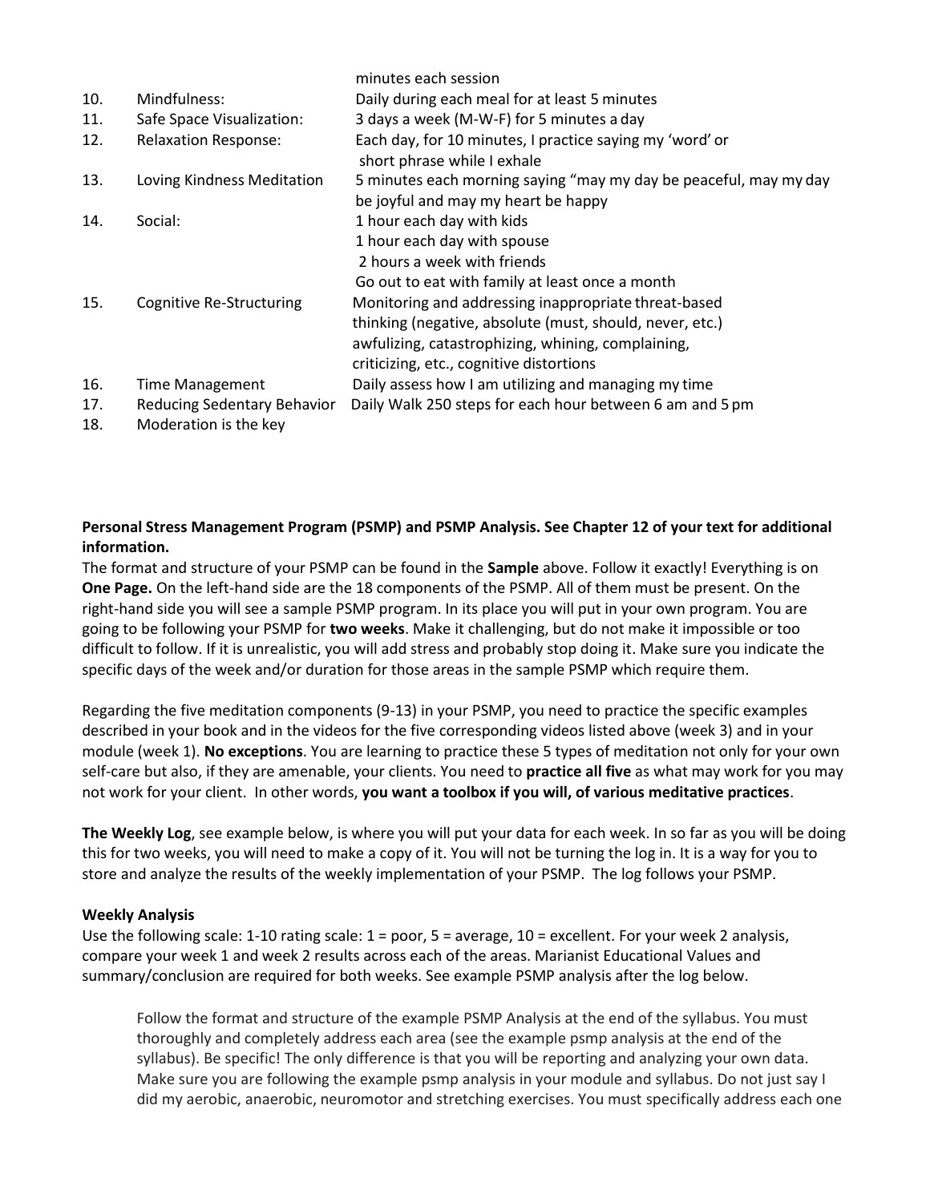| | | |
|---|---|---|
| | | minutes each session |
| 10. | Mindfulness: | Daily during each meal for at least 5 minutes |
| 11. | Safe Space Visualization: | 3 days a week (M-W-F) for 5 minutes a day |
| 12. | Relaxation Response: | Each day, for 10 minutes, I practice saying my 'word' or short phrase while I exhale |
| 13. | Loving Kindness Meditation | 5 minutes each morning saying "may my day be peaceful, may my day be joyful and may my heart be happy |
| 14. | Social: | 1 hour each day with kids<br>1 hour each day with spouse<br>2 hours a week with friends<br>Go out to eat with family at least once a month |
| 15. | Cognitive Re-Structuring | Monitoring and addressing inappropriate threat-based thinking (negative, absolute (must, should, never, etc.) awfulizing, catastrophizing, whining, complaining, criticizing, etc., cognitive distortions |
| 16. | Time Management | Daily assess how I am utilizing and managing my time |
| 17. | Reducing Sedentary Behavior | Daily Walk 250 steps for each hour between 6 am and 5 pm |
| 18. | Moderation is the key | |

**Personal Stress Management Program (PSMP) and PSMP Analysis. See Chapter 12 of your text for additional information.**

The format and structure of your PSMP can be found in the **Sample** above. Follow it exactly! Everything is on **One Page.** On the left-hand side are the 18 components of the PSMP. All of them must be present. On the right-hand side you will see a sample PSMP program. In its place you will put in your own program. You are going to be following your PSMP for **two weeks**. Make it challenging, but do not make it impossible or too difficult to follow. If it is unrealistic, you will add stress and probably stop doing it. Make sure you indicate the specific days of the week and/or duration for those areas in the sample PSMP which require them.

Regarding the five meditation components (9-13) in your PSMP, you need to practice the specific examples described in your book and in the videos for the five corresponding videos listed above (week 3) and in your module (week 1). **No exceptions**. You are learning to practice these 5 types of meditation not only for your own self-care but also, if they are amenable, your clients. You need to **practice all five** as what may work for you may not work for your client. In other words, **you want a toolbox if you will, of various meditative practices**.

**The Weekly Log**, see example below, is where you will put your data for each week. In so far as you will be doing this for two weeks, you will need to make a copy of it. You will not be turning the log in. It is a way for you to store and analyze the results of the weekly implementation of your PSMP. The log follows your PSMP.

**Weekly Analysis**

Use the following scale: 1-10 rating scale: 1 = poor, 5 = average, 10 = excellent. For your week 2 analysis, compare your week 1 and week 2 results across each of the areas. Marianist Educational Values and summary/conclusion are required for both weeks. See example PSMP analysis after the log below.

> Follow the format and structure of the example PSMP Analysis at the end of the syllabus. You must thoroughly and completely address each area (see the example psmp analysis at the end of the syllabus). Be specific! The only difference is that you will be reporting and analyzing your own data. Make sure you are following the example psmp analysis in your module and syllabus. Do not just say I did my aerobic, anaerobic, neuromotor and stretching exercises. You must specifically address each one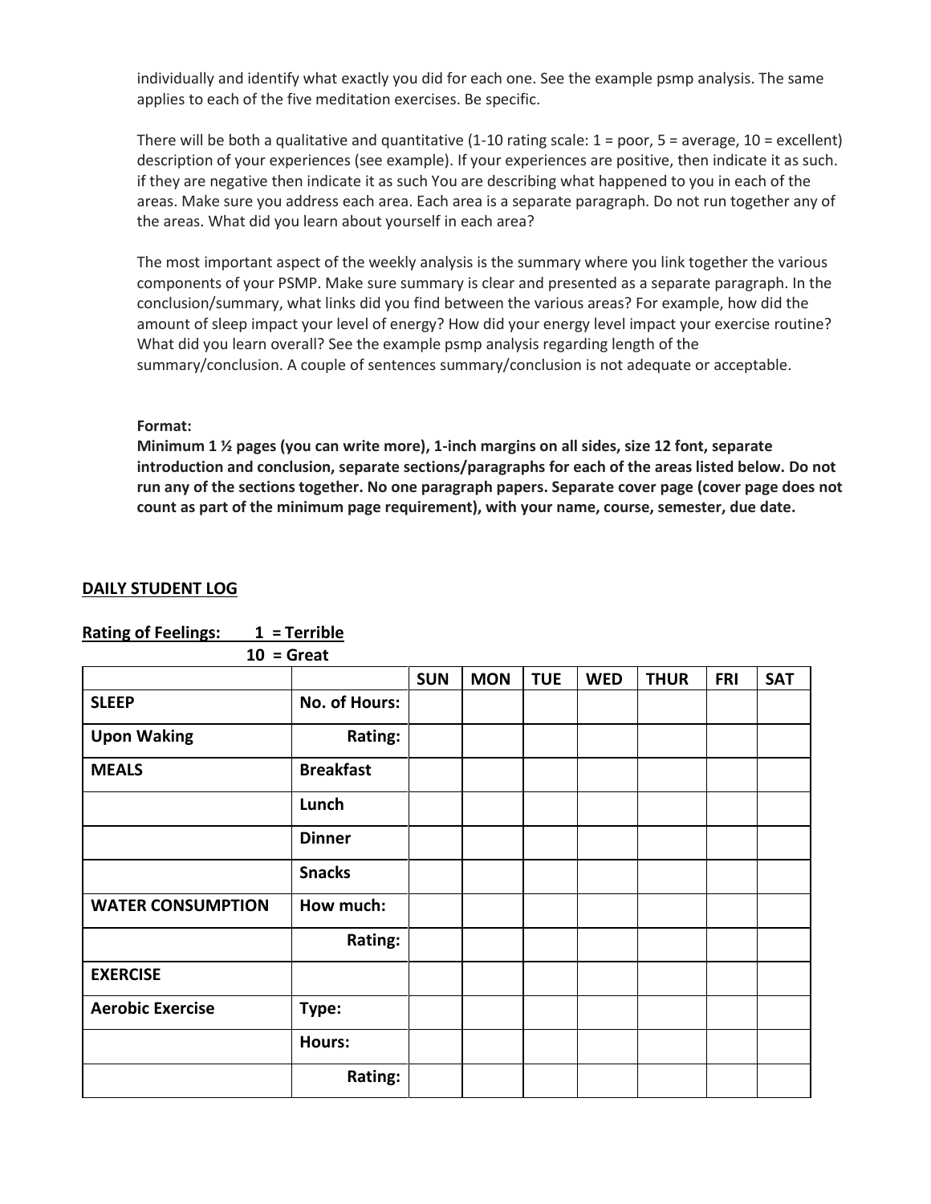individually and identify what exactly you did for each one. See the example psmp analysis. The same applies to each of the five meditation exercises. Be specific.

There will be both a qualitative and quantitative (1-10 rating scale: 1 = poor, 5 = average, 10 = excellent) description of your experiences (see example). If your experiences are positive, then indicate it as such. if they are negative then indicate it as such You are describing what happened to you in each of the areas. Make sure you address each area. Each area is a separate paragraph. Do not run together any of the areas. What did you learn about yourself in each area?

The most important aspect of the weekly analysis is the summary where you link together the various components of your PSMP. Make sure summary is clear and presented as a separate paragraph. In the conclusion/summary, what links did you find between the various areas? For example, how did the amount of sleep impact your level of energy? How did your energy level impact your exercise routine? What did you learn overall? See the example psmp analysis regarding length of the summary/conclusion. A couple of sentences summary/conclusion is not adequate or acceptable.

**Format:**
**Minimum 1 ½ pages (you can write more), 1-inch margins on all sides, size 12 font, separate introduction and conclusion, separate sections/paragraphs for each of the areas listed below. Do not run any of the sections together. No one paragraph papers. Separate cover page (cover page does not count as part of the minimum page requirement), with your name, course, semester, due date.**

**DAILY STUDENT LOG**

**Rating of Feelings: 1 = Terrible**
**10 = Great**

| | | SUN | MON | TUE | WED | THUR | FRI | SAT |
|---|---|---|---|---|---|---|---|---|
| **SLEEP** | **No. of Hours:** | | | | | | | |
| **Upon Waking** | **Rating:** | | | | | | | |
| **MEALS** | **Breakfast** | | | | | | | |
| | **Lunch** | | | | | | | |
| | **Dinner** | | | | | | | |
| | **Snacks** | | | | | | | |
| **WATER CONSUMPTION** | **How much:** | | | | | | | |
| | **Rating:** | | | | | | | |
| **EXERCISE** | | | | | | | | |
| **Aerobic Exercise** | **Type:** | | | | | | | |
| | **Hours:** | | | | | | | |
| | **Rating:** | | | | | | | |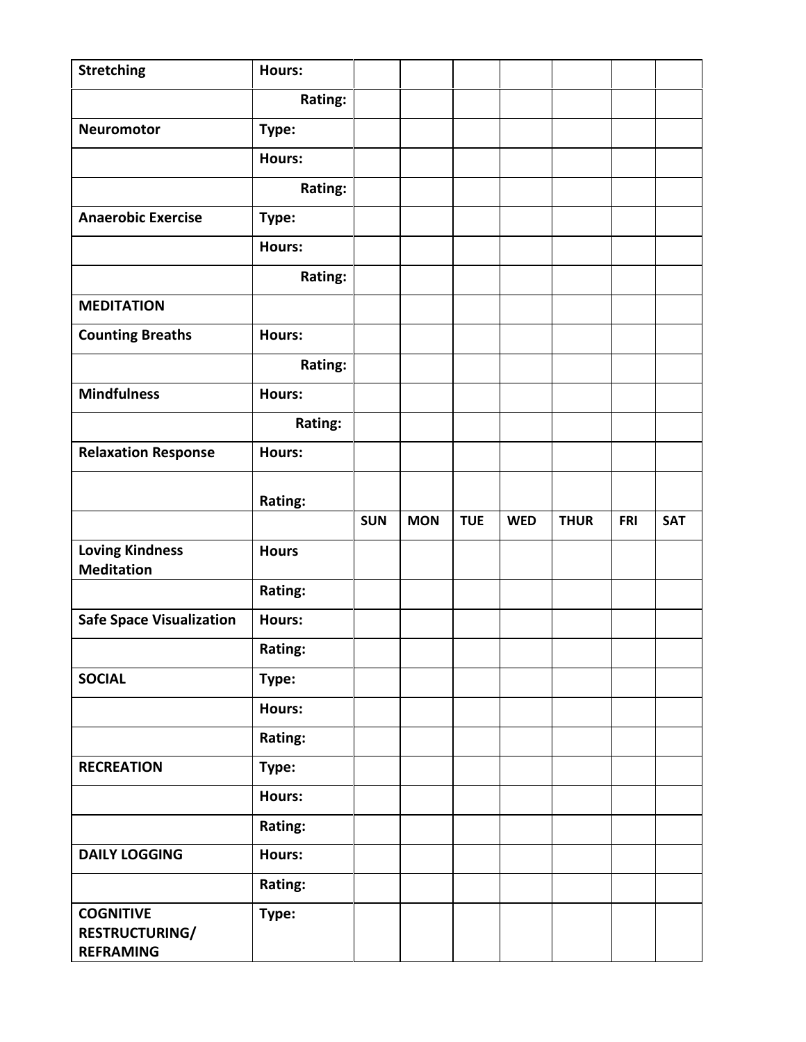| **Stretching** | **Hours:** | | | | | | | |
|---|---|---|---|---|---|---|---|---|
| | **Rating:** | | | | | | | |
| **Neuromotor** | **Type:** | | | | | | | |
| | **Hours:** | | | | | | | |
| | **Rating:** | | | | | | | |
| **Anaerobic Exercise** | **Type:** | | | | | | | |
| | **Hours:** | | | | | | | |
| | **Rating:** | | | | | | | |
| **MEDITATION** | | | | | | | | |
| **Counting Breaths** | **Hours:** | | | | | | | |
| | **Rating:** | | | | | | | |
| **Mindfulness** | **Hours:** | | | | | | | |
| | **Rating:** | | | | | | | |
| **Relaxation Response** | **Hours:** | | | | | | | |
| | **Rating:** | | | | | | | |
| | | **SUN** | **MON** | **TUE** | **WED** | **THUR** | **FRI** | **SAT** |
| **Loving Kindness Meditation** | **Hours** | | | | | | | |
| | **Rating:** | | | | | | | |
| **Safe Space Visualization** | **Hours:** | | | | | | | |
| | **Rating:** | | | | | | | |
| **SOCIAL** | **Type:** | | | | | | | |
| | **Hours:** | | | | | | | |
| | **Rating:** | | | | | | | |
| **RECREATION** | **Type:** | | | | | | | |
| | **Hours:** | | | | | | | |
| | **Rating:** | | | | | | | |
| **DAILY LOGGING** | **Hours:** | | | | | | | |
| | **Rating:** | | | | | | | |
| **COGNITIVE RESTRUCTURING/ REFRAMING** | **Type:** | | | | | | | |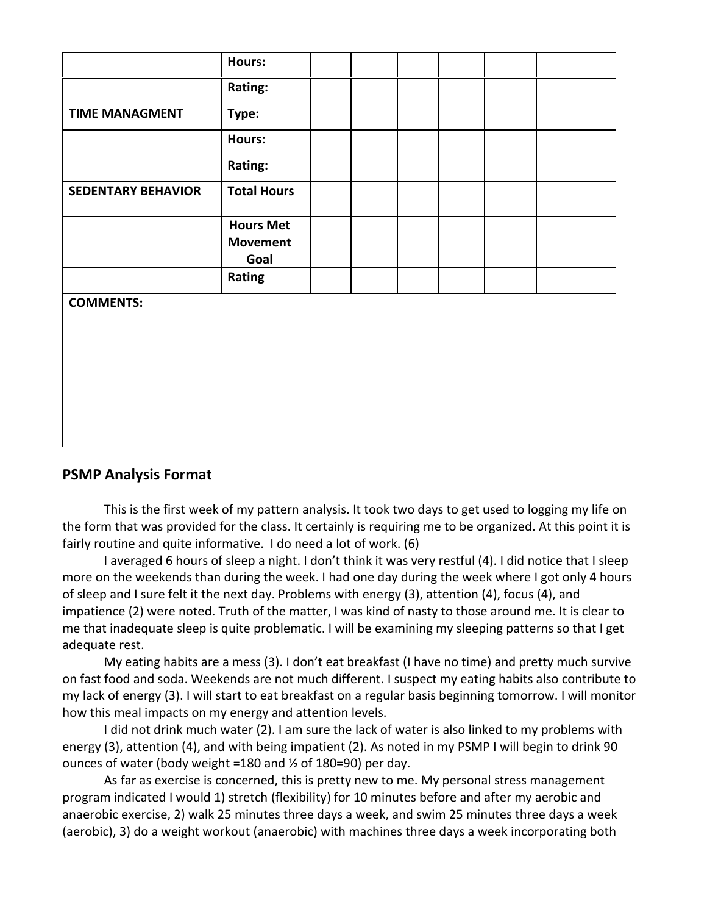| | | | | | | | | |
|---|---|---|---|---|---|---|---|---|
| | **Hours:** | | | | | | | |
| | **Rating:** | | | | | | | |
| **TIME MANAGMENT** | **Type:** | | | | | | | |
| | **Hours:** | | | | | | | |
| | **Rating:** | | | | | | | |
| **SEDENTARY BEHAVIOR** | **Total Hours** | | | | | | | |
| | **Hours Met Movement Goal** | | | | | | | |
| | **Rating** | | | | | | | |
| **COMMENTS:** | | | | | | | | |

## PSMP Analysis Format

This is the first week of my pattern analysis. It took two days to get used to logging my life on the form that was provided for the class. It certainly is requiring me to be organized. At this point it is fairly routine and quite informative. I do need a lot of work. (6)

I averaged 6 hours of sleep a night. I don't think it was very restful (4). I did notice that I sleep more on the weekends than during the week. I had one day during the week where I got only 4 hours of sleep and I sure felt it the next day. Problems with energy (3), attention (4), focus (4), and impatience (2) were noted. Truth of the matter, I was kind of nasty to those around me. It is clear to me that inadequate sleep is quite problematic. I will be examining my sleeping patterns so that I get adequate rest.

My eating habits are a mess (3). I don't eat breakfast (I have no time) and pretty much survive on fast food and soda. Weekends are not much different. I suspect my eating habits also contribute to my lack of energy (3). I will start to eat breakfast on a regular basis beginning tomorrow. I will monitor how this meal impacts on my energy and attention levels.

I did not drink much water (2). I am sure the lack of water is also linked to my problems with energy (3), attention (4), and with being impatient (2). As noted in my PSMP I will begin to drink 90 ounces of water (body weight =180 and ½ of 180=90) per day.

As far as exercise is concerned, this is pretty new to me. My personal stress management program indicated I would 1) stretch (flexibility) for 10 minutes before and after my aerobic and anaerobic exercise, 2) walk 25 minutes three days a week, and swim 25 minutes three days a week (aerobic), 3) do a weight workout (anaerobic) with machines three days a week incorporating both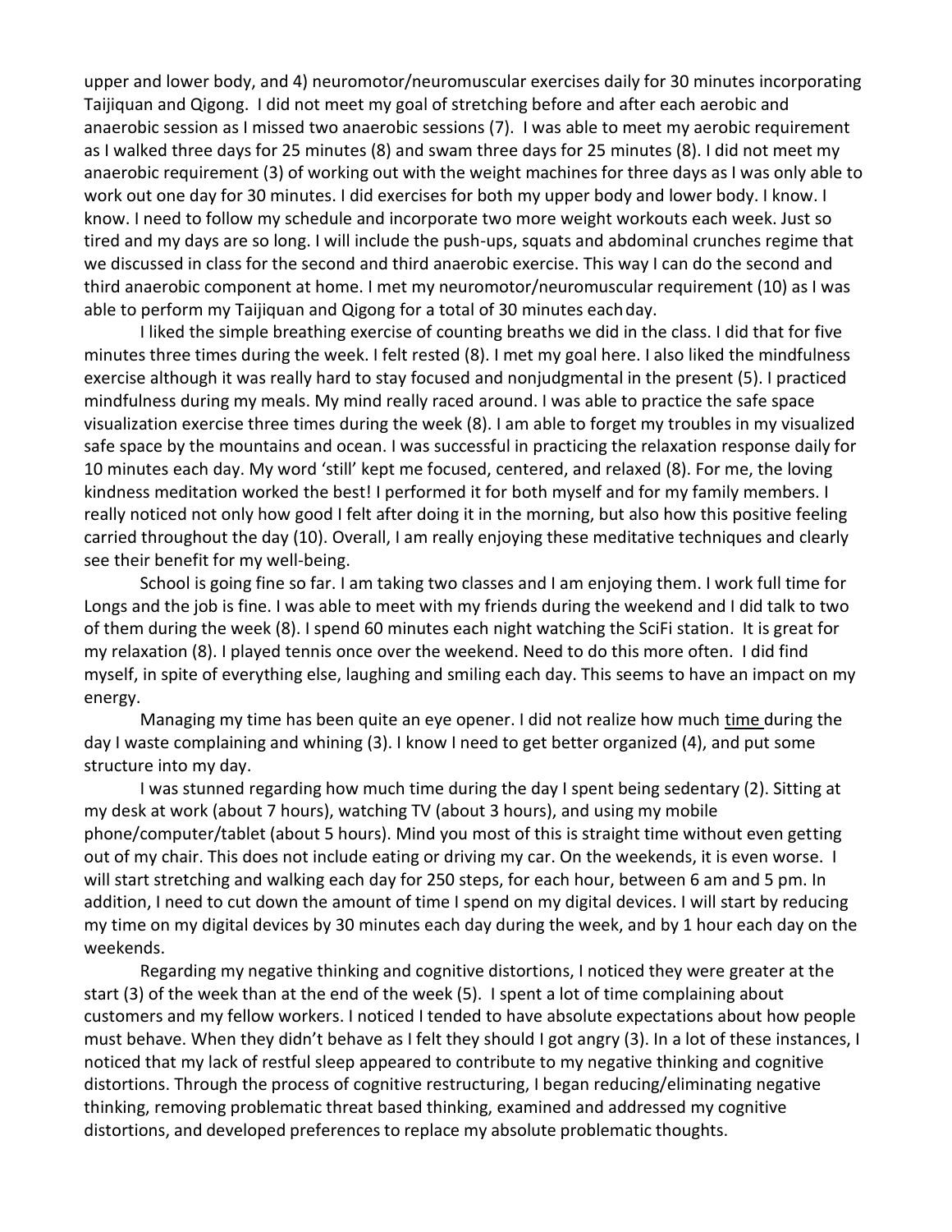upper and lower body, and 4) neuromotor/neuromuscular exercises daily for 30 minutes incorporating Taijiquan and Qigong. I did not meet my goal of stretching before and after each aerobic and anaerobic session as I missed two anaerobic sessions (7). I was able to meet my aerobic requirement as I walked three days for 25 minutes (8) and swam three days for 25 minutes (8). I did not meet my anaerobic requirement (3) of working out with the weight machines for three days as I was only able to work out one day for 30 minutes. I did exercises for both my upper body and lower body. I know. I know. I need to follow my schedule and incorporate two more weight workouts each week. Just so tired and my days are so long. I will include the push-ups, squats and abdominal crunches regime that we discussed in class for the second and third anaerobic exercise. This way I can do the second and third anaerobic component at home. I met my neuromotor/neuromuscular requirement (10) as I was able to perform my Taijiquan and Qigong for a total of 30 minutes each day.

I liked the simple breathing exercise of counting breaths we did in the class. I did that for five minutes three times during the week. I felt rested (8). I met my goal here. I also liked the mindfulness exercise although it was really hard to stay focused and nonjudgmental in the present (5). I practiced mindfulness during my meals. My mind really raced around. I was able to practice the safe space visualization exercise three times during the week (8). I am able to forget my troubles in my visualized safe space by the mountains and ocean. I was successful in practicing the relaxation response daily for 10 minutes each day. My word 'still' kept me focused, centered, and relaxed (8). For me, the loving kindness meditation worked the best! I performed it for both myself and for my family members. I really noticed not only how good I felt after doing it in the morning, but also how this positive feeling carried throughout the day (10). Overall, I am really enjoying these meditative techniques and clearly see their benefit for my well-being.

School is going fine so far. I am taking two classes and I am enjoying them. I work full time for Longs and the job is fine. I was able to meet with my friends during the weekend and I did talk to two of them during the week (8). I spend 60 minutes each night watching the SciFi station. It is great for my relaxation (8). I played tennis once over the weekend. Need to do this more often. I did find myself, in spite of everything else, laughing and smiling each day. This seems to have an impact on my energy.

Managing my time has been quite an eye opener. I did not realize how much time during the day I waste complaining and whining (3). I know I need to get better organized (4), and put some structure into my day.

I was stunned regarding how much time during the day I spent being sedentary (2). Sitting at my desk at work (about 7 hours), watching TV (about 3 hours), and using my mobile phone/computer/tablet (about 5 hours). Mind you most of this is straight time without even getting out of my chair. This does not include eating or driving my car. On the weekends, it is even worse. I will start stretching and walking each day for 250 steps, for each hour, between 6 am and 5 pm. In addition, I need to cut down the amount of time I spend on my digital devices. I will start by reducing my time on my digital devices by 30 minutes each day during the week, and by 1 hour each day on the weekends.

Regarding my negative thinking and cognitive distortions, I noticed they were greater at the start (3) of the week than at the end of the week (5). I spent a lot of time complaining about customers and my fellow workers. I noticed I tended to have absolute expectations about how people must behave. When they didn't behave as I felt they should I got angry (3). In a lot of these instances, I noticed that my lack of restful sleep appeared to contribute to my negative thinking and cognitive distortions. Through the process of cognitive restructuring, I began reducing/eliminating negative thinking, removing problematic threat based thinking, examined and addressed my cognitive distortions, and developed preferences to replace my absolute problematic thoughts.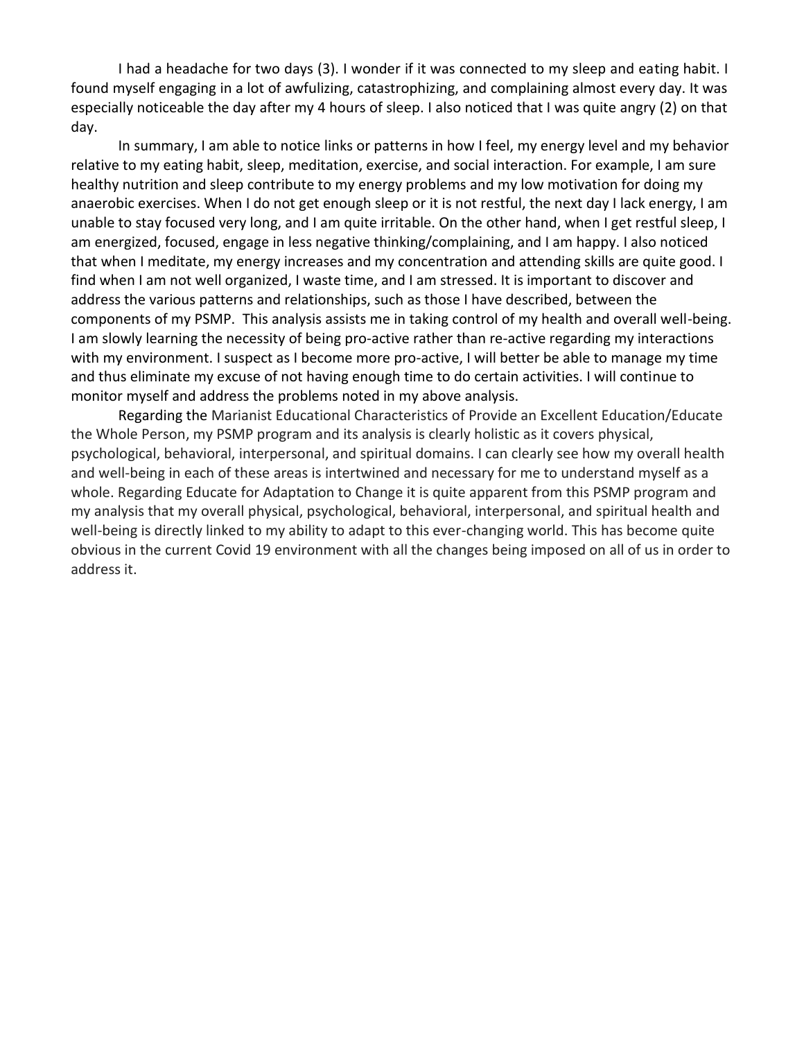I had a headache for two days (3). I wonder if it was connected to my sleep and eating habit. I found myself engaging in a lot of awfulizing, catastrophizing, and complaining almost every day. It was especially noticeable the day after my 4 hours of sleep. I also noticed that I was quite angry (2) on that day.

In summary, I am able to notice links or patterns in how I feel, my energy level and my behavior relative to my eating habit, sleep, meditation, exercise, and social interaction. For example, I am sure healthy nutrition and sleep contribute to my energy problems and my low motivation for doing my anaerobic exercises. When I do not get enough sleep or it is not restful, the next day I lack energy, I am unable to stay focused very long, and I am quite irritable. On the other hand, when I get restful sleep, I am energized, focused, engage in less negative thinking/complaining, and I am happy. I also noticed that when I meditate, my energy increases and my concentration and attending skills are quite good. I find when I am not well organized, I waste time, and I am stressed. It is important to discover and address the various patterns and relationships, such as those I have described, between the components of my PSMP. This analysis assists me in taking control of my health and overall well-being. I am slowly learning the necessity of being pro-active rather than re-active regarding my interactions with my environment. I suspect as I become more pro-active, I will better be able to manage my time and thus eliminate my excuse of not having enough time to do certain activities. I will continue to monitor myself and address the problems noted in my above analysis.

Regarding the Marianist Educational Characteristics of Provide an Excellent Education/Educate the Whole Person, my PSMP program and its analysis is clearly holistic as it covers physical, psychological, behavioral, interpersonal, and spiritual domains. I can clearly see how my overall health and well-being in each of these areas is intertwined and necessary for me to understand myself as a whole. Regarding Educate for Adaptation to Change it is quite apparent from this PSMP program and my analysis that my overall physical, psychological, behavioral, interpersonal, and spiritual health and well-being is directly linked to my ability to adapt to this ever-changing world. This has become quite obvious in the current Covid 19 environment with all the changes being imposed on all of us in order to address it.